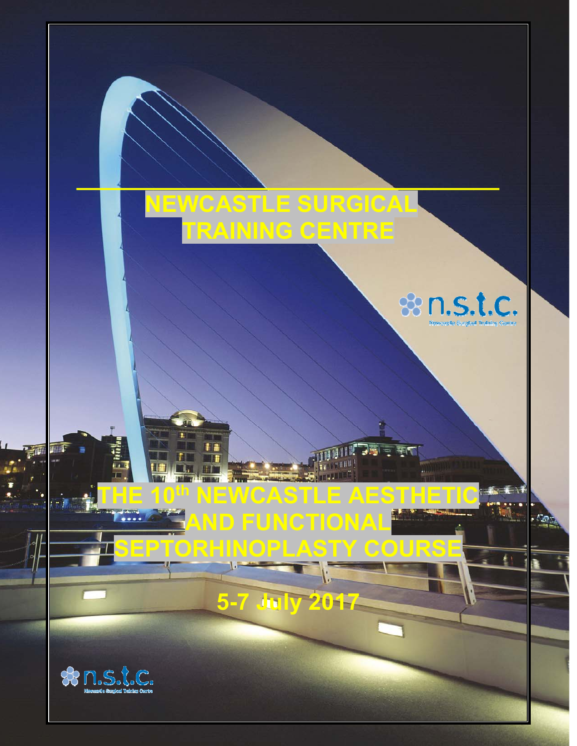# NEWCASTLE SURGICAL TRAINING CENTRE

n.s.t.c.

Newcastle Surgical Training Centre

# THE 10th NEWCASTLE AESTHETIC AND FUNCTIONAL SEPTORHINOPLASTY COURSE

**5-7 July 2017**

n.s.t.c.

Newcastle Surgical Training Centre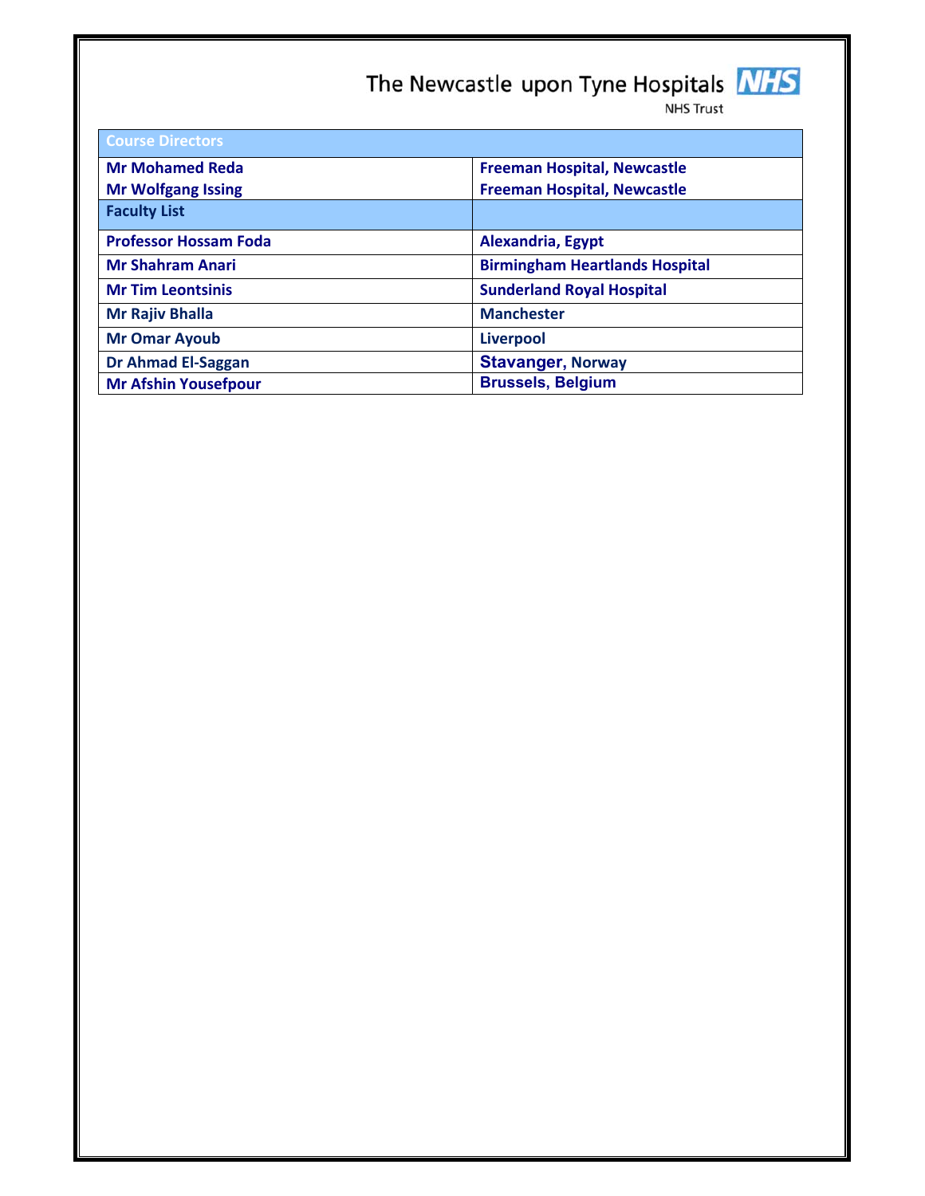The Newcastle upon Tyne Hospitals NHS Trust

| Course Directors | |
|---|---|
| **Mr Mohamed Reda** | **Freeman Hospital, Newcastle** |
| **Mr Wolfgang Issing** | **Freeman Hospital, Newcastle** |
| **Faculty List** | |
| **Professor Hossam Foda** | **Alexandria, Egypt** |
| **Mr Shahram Anari** | **Birmingham Heartlands Hospital** |
| **Mr Tim Leontsinis** | **Sunderland Royal Hospital** |
| **Mr Rajiv Bhalla** | **Manchester** |
| **Mr Omar Ayoub** | **Liverpool** |
| **Dr Ahmad El-Saggan** | **Stavanger, Norway** |
| **Mr Afshin Yousefpour** | **Brussels, Belgium** |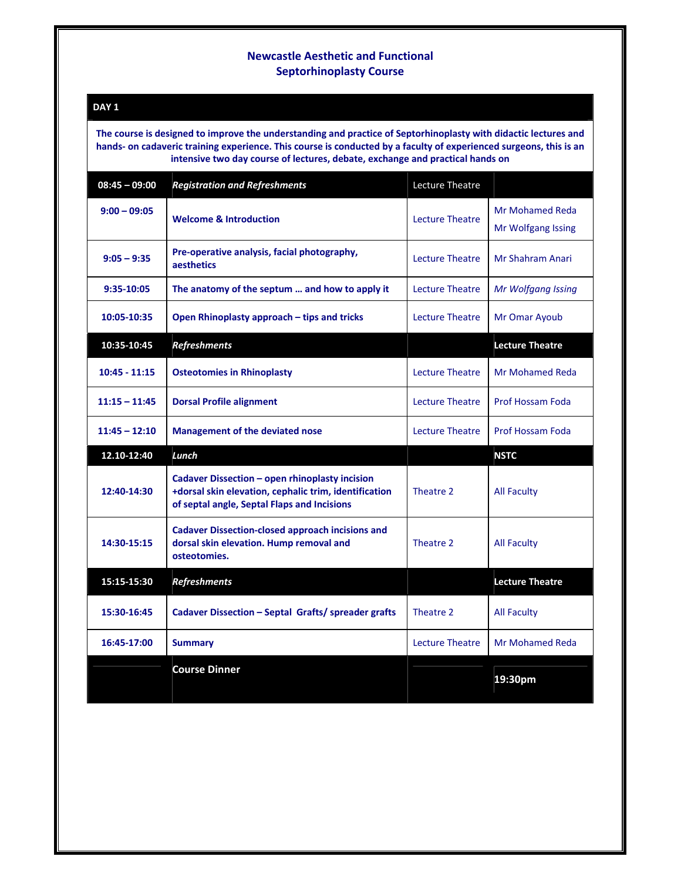## Newcastle Aesthetic and Functional Septorhinoplasty Course

| DAY 1 | | | |
|---|---|---|---|
| **The course is designed to improve the understanding and practice of Septorhinoplasty with didactic lectures and hands- on cadaveric training experience. This course is conducted by a faculty of experienced surgeons, this is an intensive two day course of lectures, debate, exchange and practical hands on** | | | |
| **08:45 – 09:00** | ***Registration and Refreshments*** | Lecture Theatre | |
| **9:00 – 09:05** | **Welcome & Introduction** | Lecture Theatre | Mr Mohamed Reda<br>Mr Wolfgang Issing |
| **9:05 – 9:35** | **Pre-operative analysis, facial photography, aesthetics** | Lecture Theatre | Mr Shahram Anari |
| **9:35-10:05** | **The anatomy of the septum … and how to apply it** | Lecture Theatre | *Mr Wolfgang Issing* |
| **10:05-10:35** | **Open Rhinoplasty approach – tips and tricks** | Lecture Theatre | Mr Omar Ayoub |
| **10:35-10:45** | ***Refreshments*** | | **Lecture Theatre** |
| **10:45 - 11:15** | **Osteotomies in Rhinoplasty** | Lecture Theatre | Mr Mohamed Reda |
| **11:15 – 11:45** | **Dorsal Profile alignment** | Lecture Theatre | Prof Hossam Foda |
| **11:45 – 12:10** | **Management of the deviated nose** | Lecture Theatre | Prof Hossam Foda |
| **12.10-12:40** | ***Lunch*** | | **NSTC** |
| **12:40-14:30** | **Cadaver Dissection – open rhinoplasty incision +dorsal skin elevation, cephalic trim, identification of septal angle, Septal Flaps and Incisions** | Theatre 2 | All Faculty |
| **14:30-15:15** | **Cadaver Dissection-closed approach incisions and dorsal skin elevation. Hump removal and osteotomies.** | Theatre 2 | All Faculty |
| **15:15-15:30** | ***Refreshments*** | | **Lecture Theatre** |
| **15:30-16:45** | **Cadaver Dissection – Septal Grafts/ spreader grafts** | Theatre 2 | All Faculty |
| **16:45-17:00** | **Summary** | Lecture Theatre | Mr Mohamed Reda |
| | **Course Dinner** | | **19:30pm** |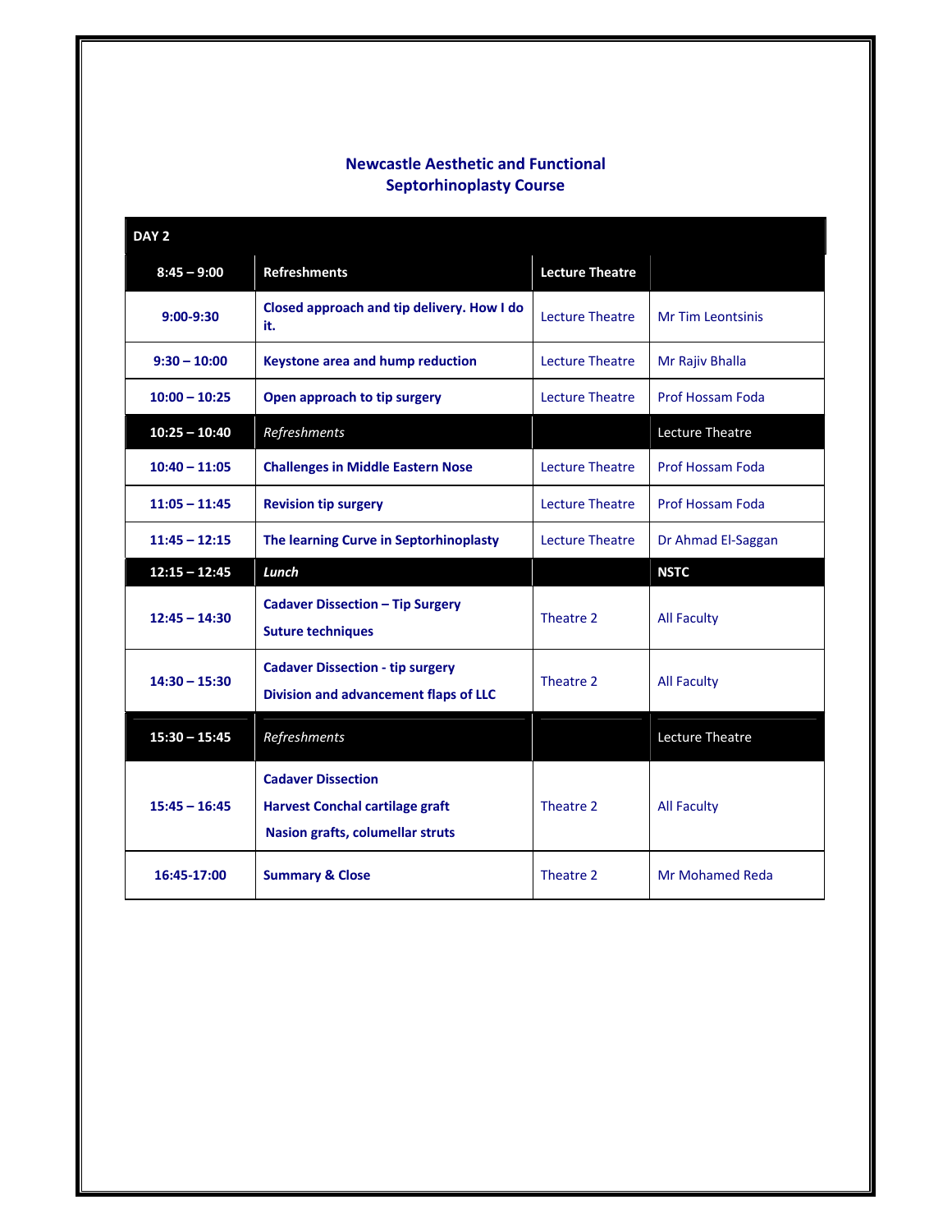# Newcastle Aesthetic and Functional Septorhinoplasty Course

| DAY 2 | | | |
|---|---|---|---|
| **8:45 – 9:00** | **Refreshments** | **Lecture Theatre** | |
| **9:00-9:30** | **Closed approach and tip delivery. How I do it.** | Lecture Theatre | Mr Tim Leontsinis |
| **9:30 – 10:00** | **Keystone area and hump reduction** | Lecture Theatre | Mr Rajiv Bhalla |
| **10:00 – 10:25** | **Open approach to tip surgery** | Lecture Theatre | Prof Hossam Foda |
| **10:25 – 10:40** | *Refreshments* | | Lecture Theatre |
| **10:40 – 11:05** | **Challenges in Middle Eastern Nose** | Lecture Theatre | Prof Hossam Foda |
| **11:05 – 11:45** | **Revision tip surgery** | Lecture Theatre | Prof Hossam Foda |
| **11:45 – 12:15** | **The learning Curve in Septorhinoplasty** | Lecture Theatre | Dr Ahmad El-Saggan |
| **12:15 – 12:45** | ***Lunch*** | | **NSTC** |
| **12:45 – 14:30** | **Cadaver Dissection – Tip Surgery**<br>**Suture techniques** | Theatre 2 | All Faculty |
| **14:30 – 15:30** | **Cadaver Dissection - tip surgery**<br>**Division and advancement flaps of LLC** | Theatre 2 | All Faculty |
| **15:30 – 15:45** | *Refreshments* | | Lecture Theatre |
| **15:45 – 16:45** | **Cadaver Dissection**<br>**Harvest Conchal cartilage graft**<br>**Nasion grafts, columellar struts** | Theatre 2 | All Faculty |
| **16:45-17:00** | **Summary & Close** | Theatre 2 | Mr Mohamed Reda |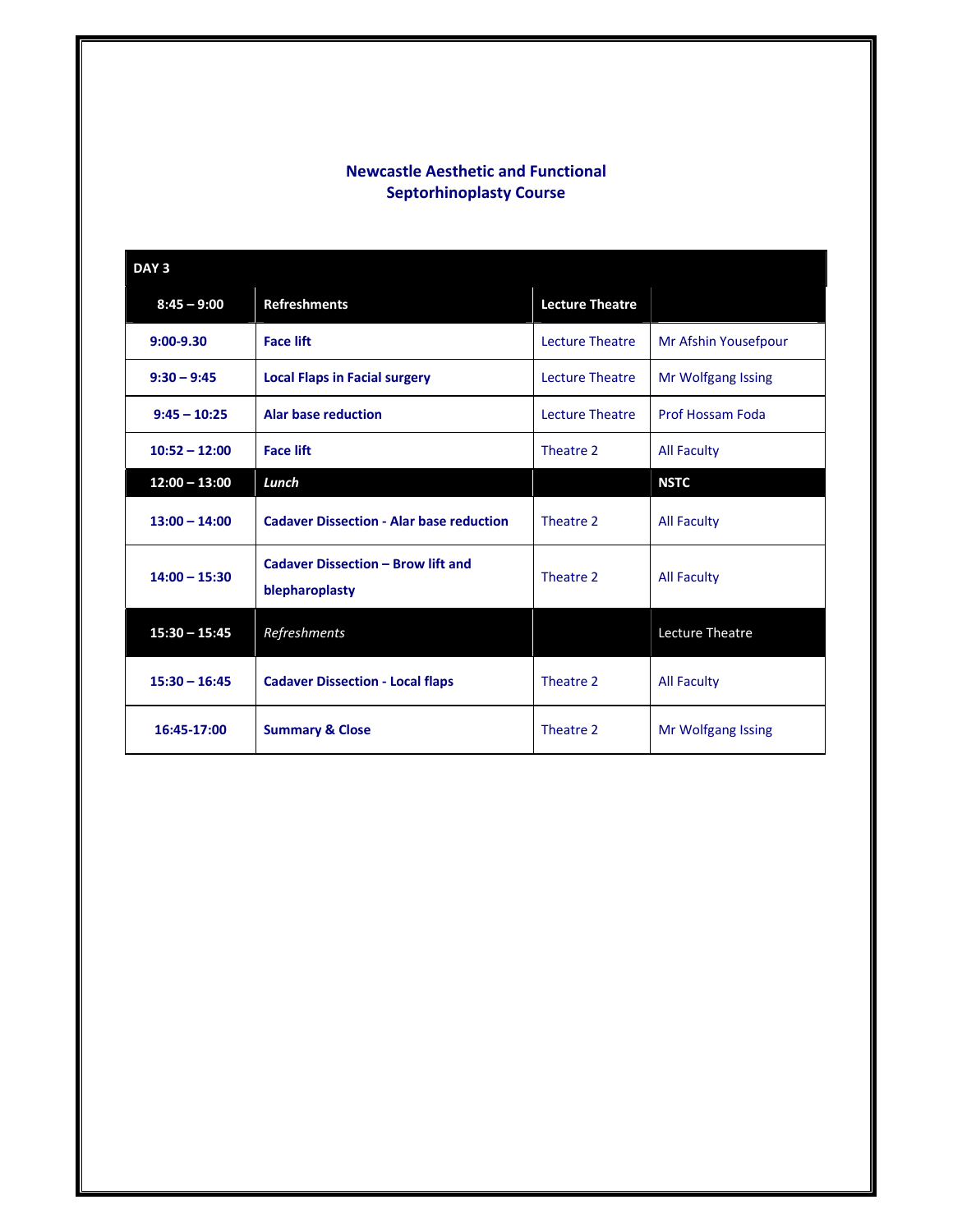## Newcastle Aesthetic and Functional Septorhinoplasty Course

| DAY 3 | | | |
|---|---|---|---|
| 8:45 – 9:00 | Refreshments | Lecture Theatre | |
| 9:00-9.30 | **Face lift** | Lecture Theatre | Mr Afshin Yousefpour |
| 9:30 – 9:45 | **Local Flaps in Facial surgery** | Lecture Theatre | Mr Wolfgang Issing |
| 9:45 – 10:25 | **Alar base reduction** | Lecture Theatre | Prof Hossam Foda |
| 10:52 – 12:00 | **Face lift** | Theatre 2 | All Faculty |
| 12:00 – 13:00 | *Lunch* | | NSTC |
| 13:00 – 14:00 | **Cadaver Dissection - Alar base reduction** | Theatre 2 | All Faculty |
| 14:00 – 15:30 | **Cadaver Dissection – Brow lift and blepharoplasty** | Theatre 2 | All Faculty |
| 15:30 – 15:45 | *Refreshments* | | Lecture Theatre |
| 15:30 – 16:45 | **Cadaver Dissection - Local flaps** | Theatre 2 | All Faculty |
| 16:45-17:00 | **Summary & Close** | Theatre 2 | Mr Wolfgang Issing |